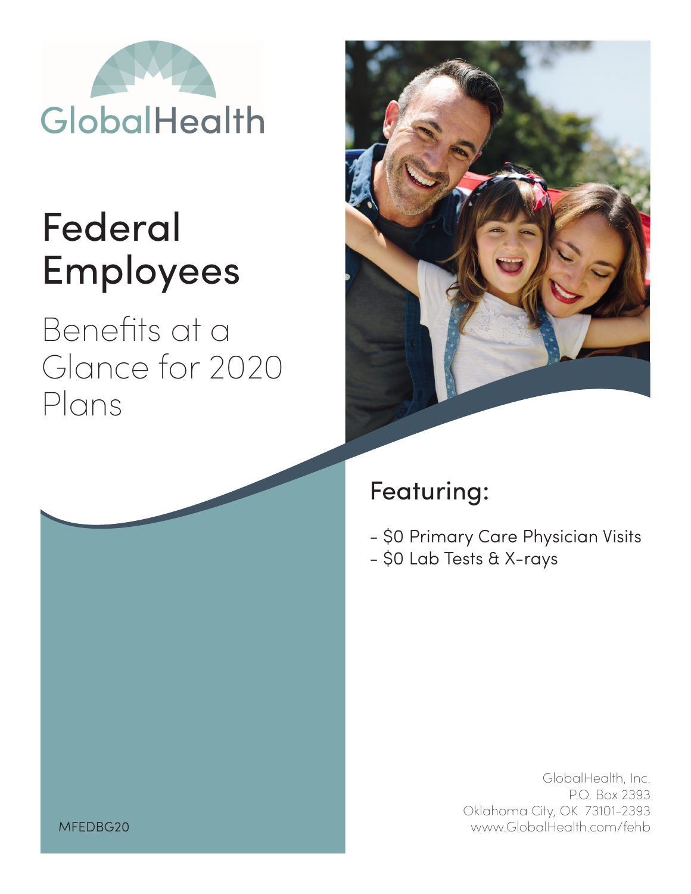GlobalHealth

# Federal Employees

## Benefits at a Glance for 2020 Plans

MFEDBG20

## Featuring:

- $0 Primary Care Physician Visits
- $0 Lab Tests & X-rays

GlobalHealth, Inc.
P.O. Box 2393
Oklahoma City, OK 73101-2393
www.GlobalHealth.com/fehb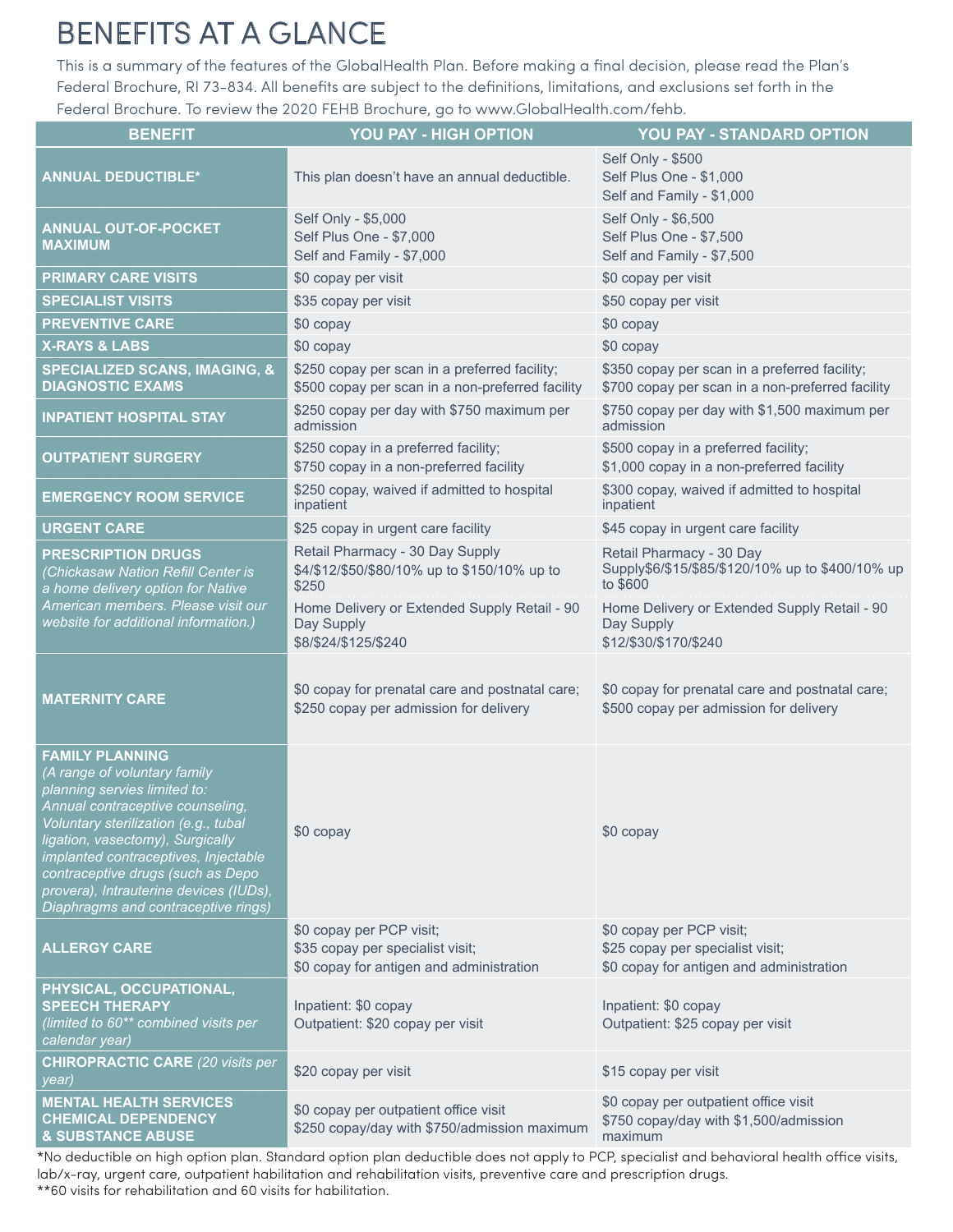# BENEFITS AT A GLANCE

This is a summary of the features of the GlobalHealth Plan. Before making a final decision, please read the Plan's Federal Brochure, RI 73-834. All benefits are subject to the definitions, limitations, and exclusions set forth in the Federal Brochure. To review the 2020 FEHB Brochure, go to www.GlobalHealth.com/fehb.

| BENEFIT | YOU PAY - HIGH OPTION | YOU PAY - STANDARD OPTION |
|---|---|---|
| **ANNUAL DEDUCTIBLE*** | This plan doesn't have an annual deductible. | Self Only - $500<br>Self Plus One - $1,000<br>Self and Family - $1,000 |
| **ANNUAL OUT-OF-POCKET MAXIMUM** | Self Only - $5,000<br>Self Plus One - $7,000<br>Self and Family - $7,000 | Self Only - $6,500<br>Self Plus One - $7,500<br>Self and Family - $7,500 |
| **PRIMARY CARE VISITS** | $0 copay per visit | $0 copay per visit |
| **SPECIALIST VISITS** | $35 copay per visit | $50 copay per visit |
| **PREVENTIVE CARE** | $0 copay | $0 copay |
| **X-RAYS & LABS** | $0 copay | $0 copay |
| **SPECIALIZED SCANS, IMAGING, & DIAGNOSTIC EXAMS** | $250 copay per scan in a preferred facility;<br>$500 copay per scan in a non-preferred facility | $350 copay per scan in a preferred facility;<br>$700 copay per scan in a non-preferred facility |
| **INPATIENT HOSPITAL STAY** | $250 copay per day with $750 maximum per admission | $750 copay per day with $1,500 maximum per admission |
| **OUTPATIENT SURGERY** | $250 copay in a preferred facility;<br>$750 copay in a non-preferred facility | $500 copay in a preferred facility;<br>$1,000 copay in a non-preferred facility |
| **EMERGENCY ROOM SERVICE** | $250 copay, waived if admitted to hospital inpatient | $300 copay, waived if admitted to hospital inpatient |
| **URGENT CARE** | $25 copay in urgent care facility | $45 copay in urgent care facility |
| **PRESCRIPTION DRUGS** *(Chickasaw Nation Refill Center is a home delivery option for Native American members. Please visit our website for additional information.)* | Retail Pharmacy - 30 Day Supply<br>$4/$12/$50/$80/10% up to $150/10% up to $250<br><br>Home Delivery or Extended Supply Retail - 90 Day Supply<br>$8/$24/$125/$240 | Retail Pharmacy - 30 Day Supply$6/$15/$85/$120/10% up to $400/10% up to $600<br><br>Home Delivery or Extended Supply Retail - 90 Day Supply<br>$12/$30/$170/$240 |
| **MATERNITY CARE** | $0 copay for prenatal care and postnatal care;<br>$250 copay per admission for delivery | $0 copay for prenatal care and postnatal care;<br>$500 copay per admission for delivery |
| **FAMILY PLANNING** *(A range of voluntary family planning servies limited to: Annual contraceptive counseling, Voluntary sterilization (e.g., tubal ligation, vasectomy), Surgically implanted contraceptives, Injectable contraceptive drugs (such as Depo provera), Intrauterine devices (IUDs), Diaphragms and contraceptive rings)* | $0 copay | $0 copay |
| **ALLERGY CARE** | $0 copay per PCP visit;<br>$35 copay per specialist visit;<br>$0 copay for antigen and administration | $0 copay per PCP visit;<br>$25 copay per specialist visit;<br>$0 copay for antigen and administration |
| **PHYSICAL, OCCUPATIONAL, SPEECH THERAPY** *(limited to 60** combined visits per calendar year)* | Inpatient: $0 copay<br>Outpatient: $20 copay per visit | Inpatient: $0 copay<br>Outpatient: $25 copay per visit |
| **CHIROPRACTIC CARE** *(20 visits per year)* | $20 copay per visit | $15 copay per visit |
| **MENTAL HEALTH SERVICES CHEMICAL DEPENDENCY & SUBSTANCE ABUSE** | $0 copay per outpatient office visit<br>$250 copay/day with $750/admission maximum | $0 copay per outpatient office visit<br>$750 copay/day with $1,500/admission maximum |

*No deductible on high option plan. Standard option plan deductible does not apply to PCP, specialist and behavioral health office visits, lab/x-ray, urgent care, outpatient habilitation and rehabilitation visits, preventive care and prescription drugs.

**60 visits for rehabilitation and 60 visits for habilitation.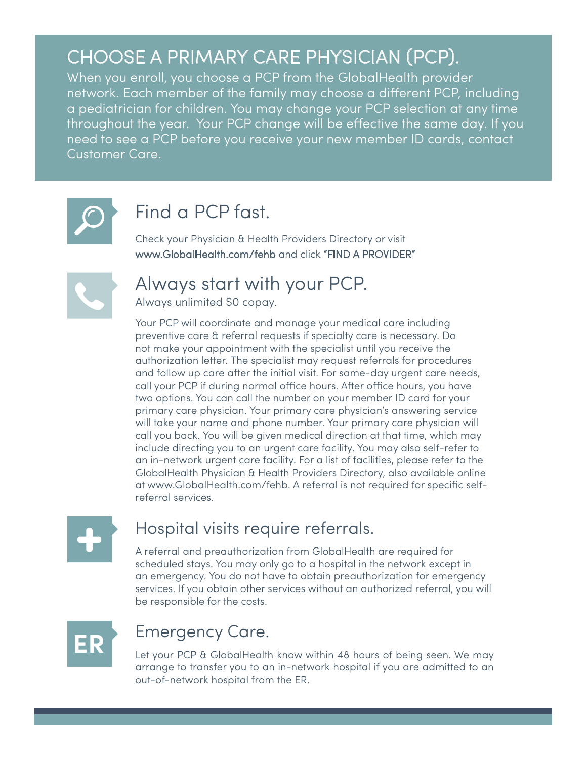## CHOOSE A PRIMARY CARE PHYSICIAN (PCP).

When you enroll, you choose a PCP from the GlobalHealth provider network. Each member of the family may choose a different PCP, including a pediatrician for children. You may change your PCP selection at any time throughout the year. Your PCP change will be effective the same day. If you need to see a PCP before you receive your new member ID cards, contact Customer Care.

### Find a PCP fast.

Check your Physician & Health Providers Directory or visit **www.GlobalHealth.com/fehb** and click **"FIND A PROVIDER"**

### Always start with your PCP.

Always unlimited $0 copay.

Your PCP will coordinate and manage your medical care including preventive care & referral requests if specialty care is necessary. Do not make your appointment with the specialist until you receive the authorization letter. The specialist may request referrals for procedures and follow up care after the initial visit. For same-day urgent care needs, call your PCP if during normal office hours. After office hours, you have two options. You can call the number on your member ID card for your primary care physician. Your primary care physician's answering service will take your name and phone number. Your primary care physician will call you back. You will be given medical direction at that time, which may include directing you to an urgent care facility. You may also self-refer to an in-network urgent care facility. For a list of facilities, please refer to the GlobalHealth Physician & Health Providers Directory, also available online at www.GlobalHealth.com/fehb. A referral is not required for specific self-referral services.

### Hospital visits require referrals.

A referral and preauthorization from GlobalHealth are required for scheduled stays. You may only go to a hospital in the network except in an emergency. You do not have to obtain preauthorization for emergency services. If you obtain other services without an authorized referral, you will be responsible for the costs.

### Emergency Care.

Let your PCP & GlobalHealth know within 48 hours of being seen. We may arrange to transfer you to an in-network hospital if you are admitted to an out-of-network hospital from the ER.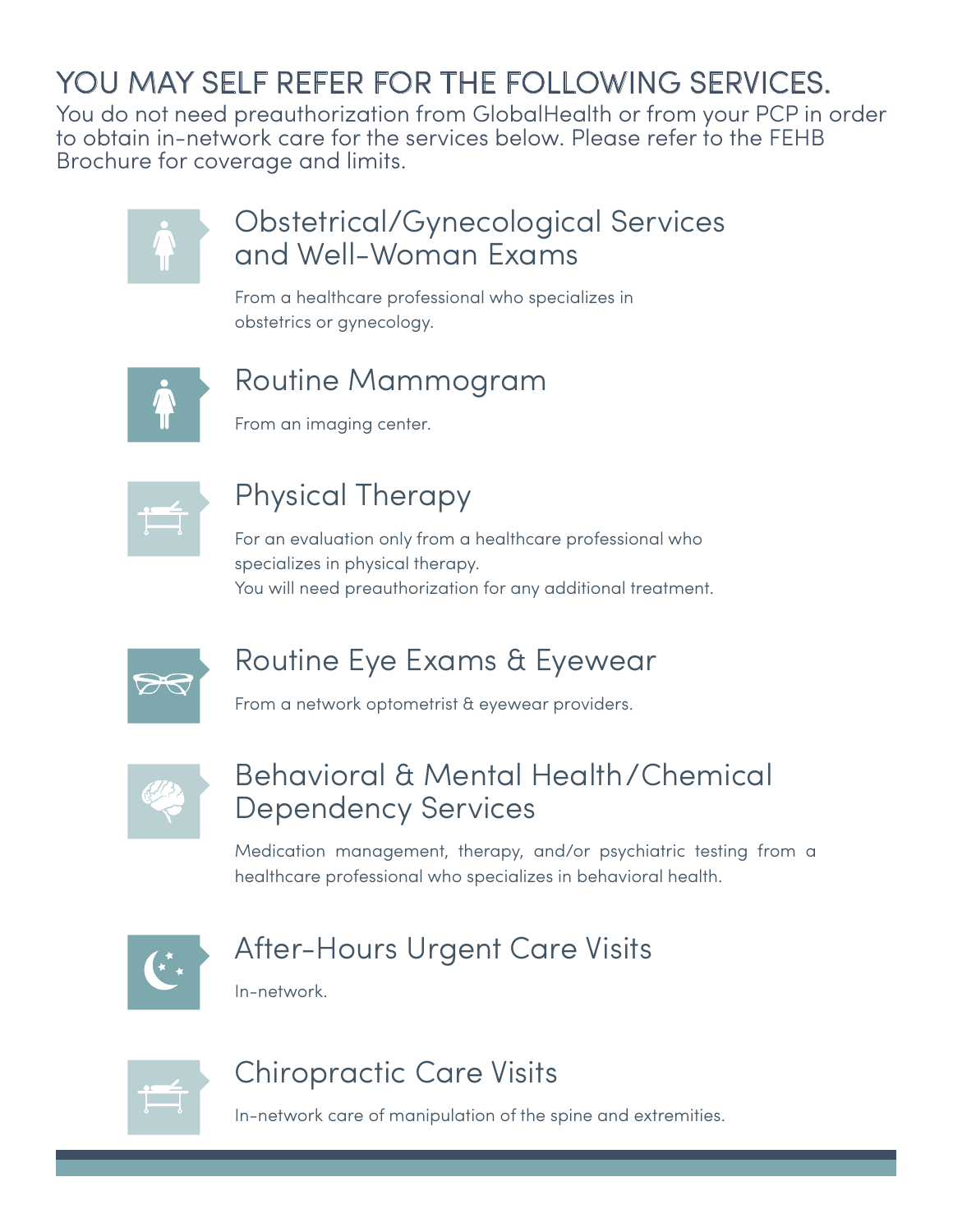# YOU MAY SELF REFER FOR THE FOLLOWING SERVICES.

You do not need preauthorization from GlobalHealth or from your PCP in order to obtain in-network care for the services below. Please refer to the FEHB Brochure for coverage and limits.

## Obstetrical/Gynecological Services and Well-Woman Exams

From a healthcare professional who specializes in obstetrics or gynecology.

## Routine Mammogram

From an imaging center.

## Physical Therapy

For an evaluation only from a healthcare professional who specializes in physical therapy.
You will need preauthorization for any additional treatment.

## Routine Eye Exams & Eyewear

From a network optometrist & eyewear providers.

## Behavioral & Mental Health/Chemical Dependency Services

Medication management, therapy, and/or psychiatric testing from a healthcare professional who specializes in behavioral health.

## After-Hours Urgent Care Visits

In-network.

## Chiropractic Care Visits

In-network care of manipulation of the spine and extremities.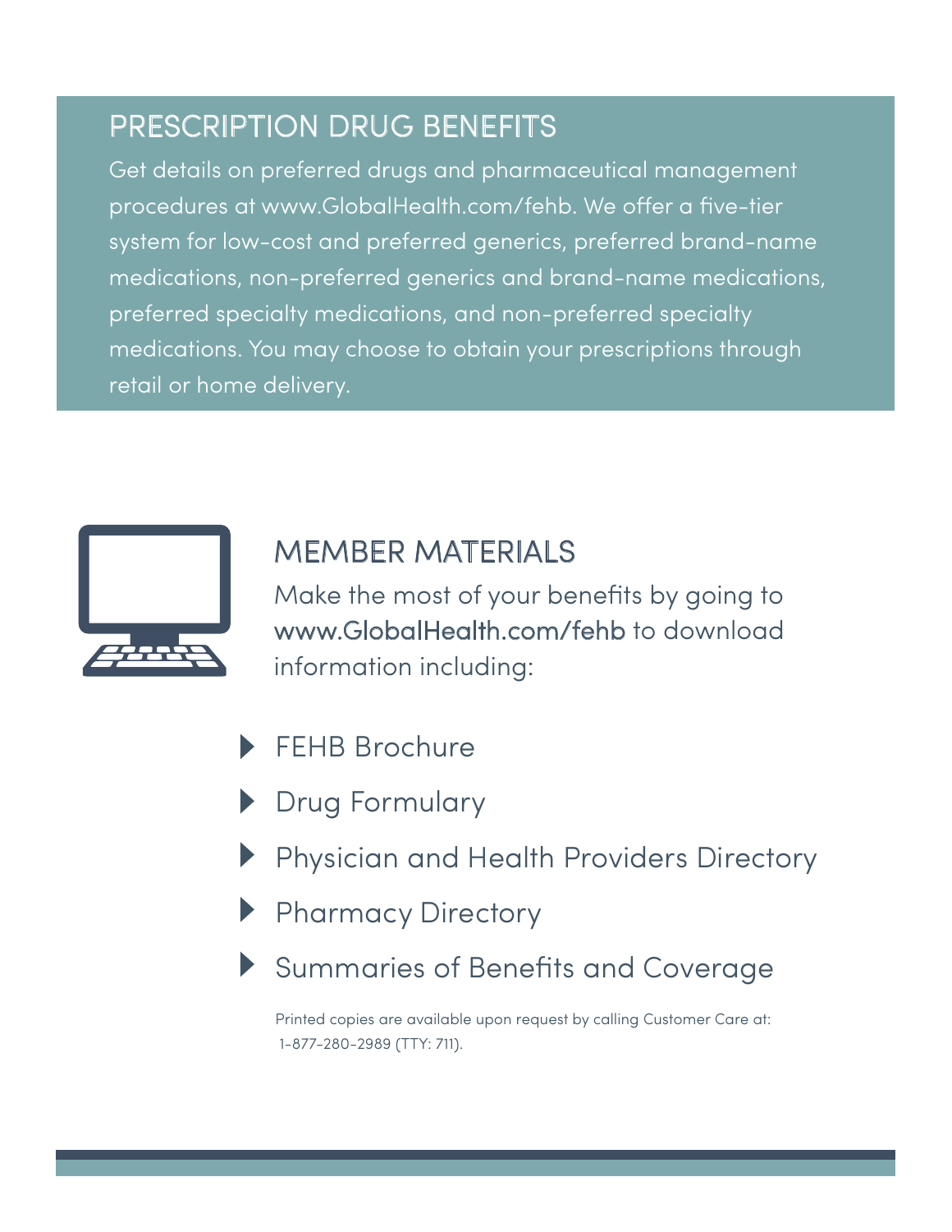## PRESCRIPTION DRUG BENEFITS

Get details on preferred drugs and pharmaceutical management procedures at www.GlobalHealth.com/fehb. We offer a five-tier system for low-cost and preferred generics, preferred brand-name medications, non-preferred generics and brand-name medications, preferred specialty medications, and non-preferred specialty medications. You may choose to obtain your prescriptions through retail or home delivery.

## MEMBER MATERIALS

Make the most of your benefits by going to www.GlobalHealth.com/fehb to download information including:

- FEHB Brochure
- Drug Formulary
- Physician and Health Providers Directory
- Pharmacy Directory
- Summaries of Benefits and Coverage

Printed copies are available upon request by calling Customer Care at: 1-877-280-2989 (TTY: 711).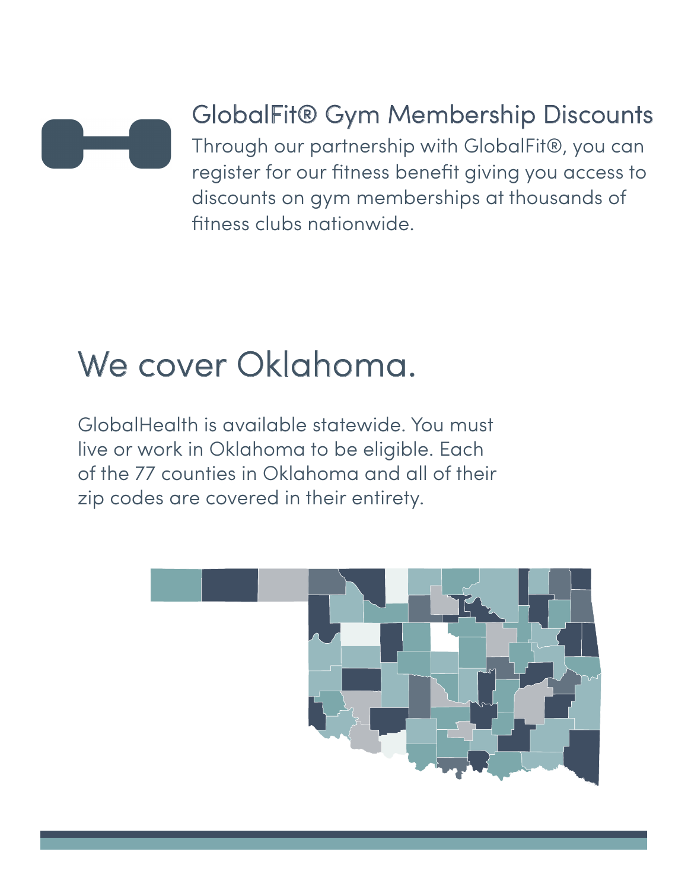## GlobalFit® Gym Membership Discounts

Through our partnership with GlobalFit®, you can register for our fitness benefit giving you access to discounts on gym memberships at thousands of fitness clubs nationwide.

# We cover Oklahoma.

GlobalHealth is available statewide. You must live or work in Oklahoma to be eligible. Each of the 77 counties in Oklahoma and all of their zip codes are covered in their entirety.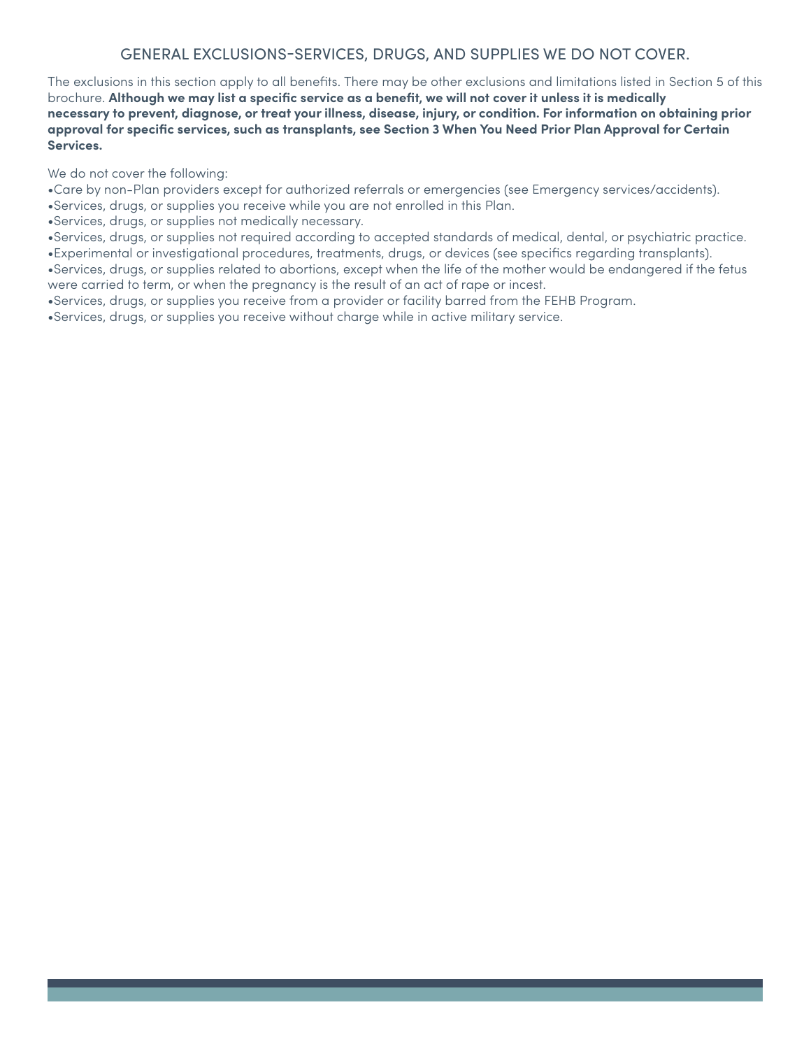## GENERAL EXCLUSIONS-SERVICES, DRUGS, AND SUPPLIES WE DO NOT COVER.

The exclusions in this section apply to all benefits. There may be other exclusions and limitations listed in Section 5 of this brochure. **Although we may list a specific service as a benefit, we will not cover it unless it is medically necessary to prevent, diagnose, or treat your illness, disease, injury, or condition. For information on obtaining prior approval for specific services, such as transplants, see Section 3 When You Need Prior Plan Approval for Certain Services.**

We do not cover the following:

- Care by non-Plan providers except for authorized referrals or emergencies (see Emergency services/accidents).
- Services, drugs, or supplies you receive while you are not enrolled in this Plan.
- Services, drugs, or supplies not medically necessary.
- Services, drugs, or supplies not required according to accepted standards of medical, dental, or psychiatric practice.
- Experimental or investigational procedures, treatments, drugs, or devices (see specifics regarding transplants).
- Services, drugs, or supplies related to abortions, except when the life of the mother would be endangered if the fetus were carried to term, or when the pregnancy is the result of an act of rape or incest.
- Services, drugs, or supplies you receive from a provider or facility barred from the FEHB Program.
- Services, drugs, or supplies you receive without charge while in active military service.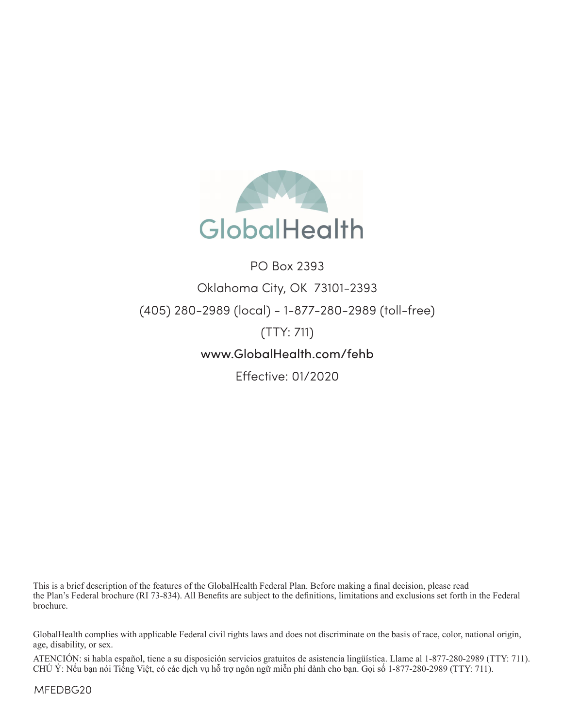GlobalHealth

PO Box 2393

Oklahoma City, OK 73101-2393

(405) 280-2989 (local) - 1-877-280-2989 (toll-free)

(TTY: 711)

www.GlobalHealth.com/fehb

Effective: 01/2020

This is a brief description of the features of the GlobalHealth Federal Plan. Before making a final decision, please read the Plan's Federal brochure (RI 73-834). All Benefits are subject to the definitions, limitations and exclusions set forth in the Federal brochure.

GlobalHealth complies with applicable Federal civil rights laws and does not discriminate on the basis of race, color, national origin, age, disability, or sex.

ATENCIÓN: si habla español, tiene a su disposición servicios gratuitos de asistencia lingüística. Llame al 1-877-280-2989 (TTY: 711).
CHÚ Ý: Nếu bạn nói Tiếng Việt, có các dịch vụ hỗ trợ ngôn ngữ miễn phí dành cho bạn. Gọi số 1-877-280-2989 (TTY: 711).

MFEDBG20